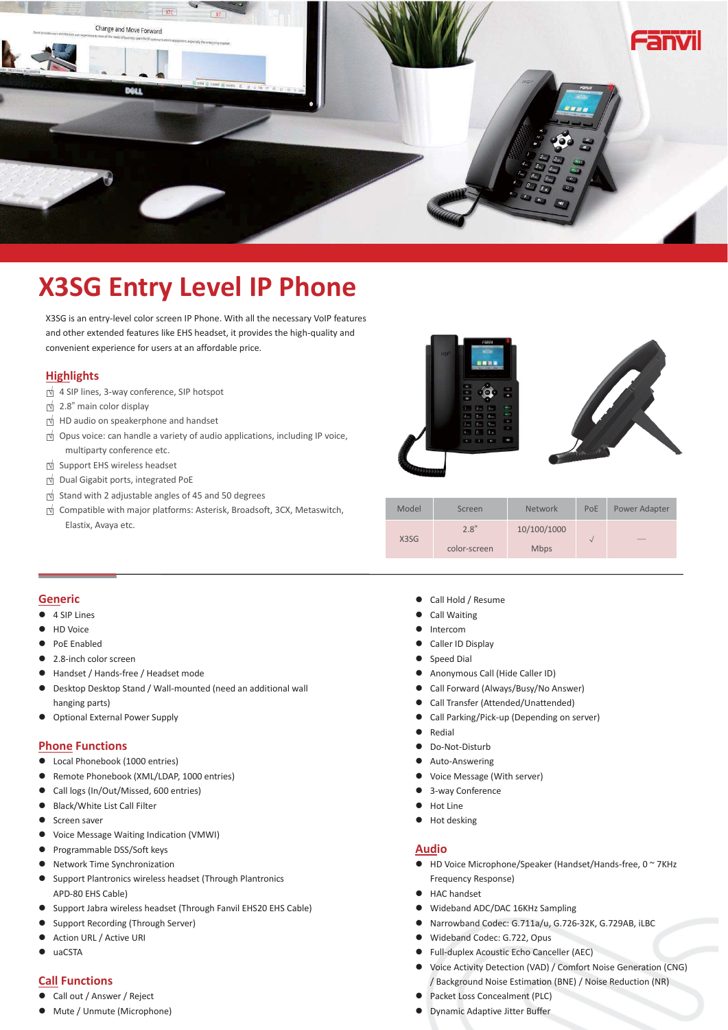# X3SG Entry Level IP Phone

X3SG is an entry-level color screen IP Phone. With all the necessary VoIP features and other extended features like EHS headset, it provides the high-quality and convenient experience for users at an affordable price.

## Highlights

- 4 SIP lines, 3-way conference, SIP hotspot
- 2.8" main color display
- HD audio on speakerphone and handset
- Opus voice: can handle a variety of audio applications, including IP voice, multiparty conference etc.
- Support EHS wireless headset
- Dual Gigabit ports, integrated PoE
- Stand with 2 adjustable angles of 45 and 50 degrees
- Compatible with major platforms: Asterisk, Broadsoft, 3CX, Metaswitch, Elastix, Avaya etc.

| Model | Screen | Network | PoE | Power Adapter |
|---|---|---|---|---|
| X3SG | 2.8" color-screen | 10/100/1000 Mbps | √ | — |

## Generic

- 4 SIP Lines
- HD Voice
- PoE Enabled
- 2.8-inch color screen
- Handset / Hands-free / Headset mode
- Desktop Desktop Stand / Wall-mounted (need an additional wall hanging parts)
- Optional External Power Supply

## Phone Functions

- Local Phonebook (1000 entries)
- Remote Phonebook (XML/LDAP, 1000 entries)
- Call logs (In/Out/Missed, 600 entries)
- Black/White List Call Filter
- Screen saver
- Voice Message Waiting Indication (VMWI)
- Programmable DSS/Soft keys
- Network Time Synchronization
- Support Plantronics wireless headset (Through Plantronics APD-80 EHS Cable)
- Support Jabra wireless headset (Through Fanvil EHS20 EHS Cable)
- Support Recording (Through Server)
- Action URL / Active URI
- uaCSTA

## Call Functions

- Call out / Answer / Reject
- Mute / Unmute (Microphone)
- Call Hold / Resume
- Call Waiting
- Intercom
- Caller ID Display
- Speed Dial
- Anonymous Call (Hide Caller ID)
- Call Forward (Always/Busy/No Answer)
- Call Transfer (Attended/Unattended)
- Call Parking/Pick-up (Depending on server)
- Redial
- Do-Not-Disturb
- Auto-Answering
- Voice Message (With server)
- 3-way Conference
- Hot Line
- Hot desking

## Audio

- HD Voice Microphone/Speaker (Handset/Hands-free, 0 ~ 7KHz Frequency Response)
- HAC handset
- Wideband ADC/DAC 16KHz Sampling
- Narrowband Codec: G.711a/u, G.726-32K, G.729AB, iLBC
- Wideband Codec: G.722, Opus
- Full-duplex Acoustic Echo Canceller (AEC)
- Voice Activity Detection (VAD) / Comfort Noise Generation (CNG) / Background Noise Estimation (BNE) / Noise Reduction (NR)
- Packet Loss Concealment (PLC)
- Dynamic Adaptive Jitter Buffer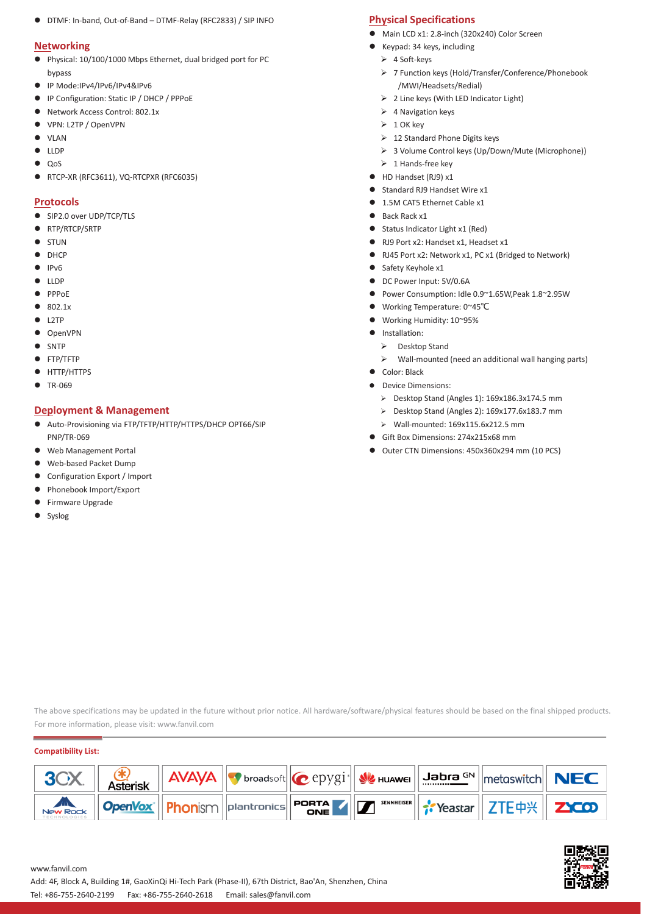- DTMF: In-band, Out-of-Band – DTMF-Relay (RFC2833) / SIP INFO

## Networking

- Physical: 10/100/1000 Mbps Ethernet, dual bridged port for PC bypass
- IP Mode:IPv4/IPv6/IPv4&IPv6
- IP Configuration: Static IP / DHCP / PPPoE
- Network Access Control: 802.1x
- VPN: L2TP / OpenVPN
- VLAN
- LLDP
- QoS
- RTCP-XR (RFC3611), VQ-RTCPXR (RFC6035)

## Protocols

- SIP2.0 over UDP/TCP/TLS
- RTP/RTCP/SRTP
- STUN
- DHCP
- IPv6
- LLDP
- PPPoE
- 802.1x
- L2TP
- OpenVPN
- SNTP
- FTP/TFTP
- HTTP/HTTPS
- TR-069

## Deployment & Management

- Auto-Provisioning via FTP/TFTP/HTTP/HTTPS/DHCP OPT66/SIP PNP/TR-069
- Web Management Portal
- Web-based Packet Dump
- Configuration Export / Import
- Phonebook Import/Export
- Firmware Upgrade
- Syslog

## Physical Specifications

- Main LCD x1: 2.8-inch (320x240) Color Screen
- Keypad: 34 keys, including
  - 4 Soft-keys
  - 7 Function keys (Hold/Transfer/Conference/Phonebook /MWI/Headsets/Redial)
  - 2 Line keys (With LED Indicator Light)
  - 4 Navigation keys
  - 1 OK key
  - 12 Standard Phone Digits keys
  - 3 Volume Control keys (Up/Down/Mute (Microphone))
  - 1 Hands-free key
- HD Handset (RJ9) x1
- Standard RJ9 Handset Wire x1
- 1.5M CAT5 Ethernet Cable x1
- Back Rack x1
- Status Indicator Light x1 (Red)
- RJ9 Port x2: Handset x1, Headset x1
- RJ45 Port x2: Network x1, PC x1 (Bridged to Network)
- Safety Keyhole x1
- DC Power Input: 5V/0.6A
- Power Consumption: Idle 0.9~1.65W,Peak 1.8~2.95W
- Working Temperature: 0~45℃
- Working Humidity: 10~95%
- Installation:
  - Desktop Stand
  - Wall-mounted (need an additional wall hanging parts)
- Color: Black
- Device Dimensions:
  - Desktop Stand (Angles 1): 169x186.3x174.5 mm
  - Desktop Stand (Angles 2): 169x177.6x183.7 mm
  - Wall-mounted: 169x115.6x212.5 mm
- Gift Box Dimensions: 274x215x68 mm
- Outer CTN Dimensions: 450x360x294 mm (10 PCS)

The above specifications may be updated in the future without prior notice. All hardware/software/physical features should be based on the final shipped products. For more information, please visit: www.fanvil.com

**Compatibility List:**

| | | | | | | | | |
|---|---|---|---|---|---|---|---|---|
| 3CX | Asterisk | AVAYA | broadsoft | epygi | HUAWEI | Jabra GN | metaswitch | NEC |
| New Rock Technologies | OpenVox | Phonism | plantronics | PORTA ONE | SENNHEISER | Yeastar | ZTE中兴 | ZYCOO |

www.fanvil.com
Add: 4F, Block A, Building 1#, GaoXinQi Hi-Tech Park (Phase-II), 67th District, Bao'An, Shenzhen, China
Tel: +86-755-2640-2199 Fax: +86-755-2640-2618 Email: sales@fanvil.com